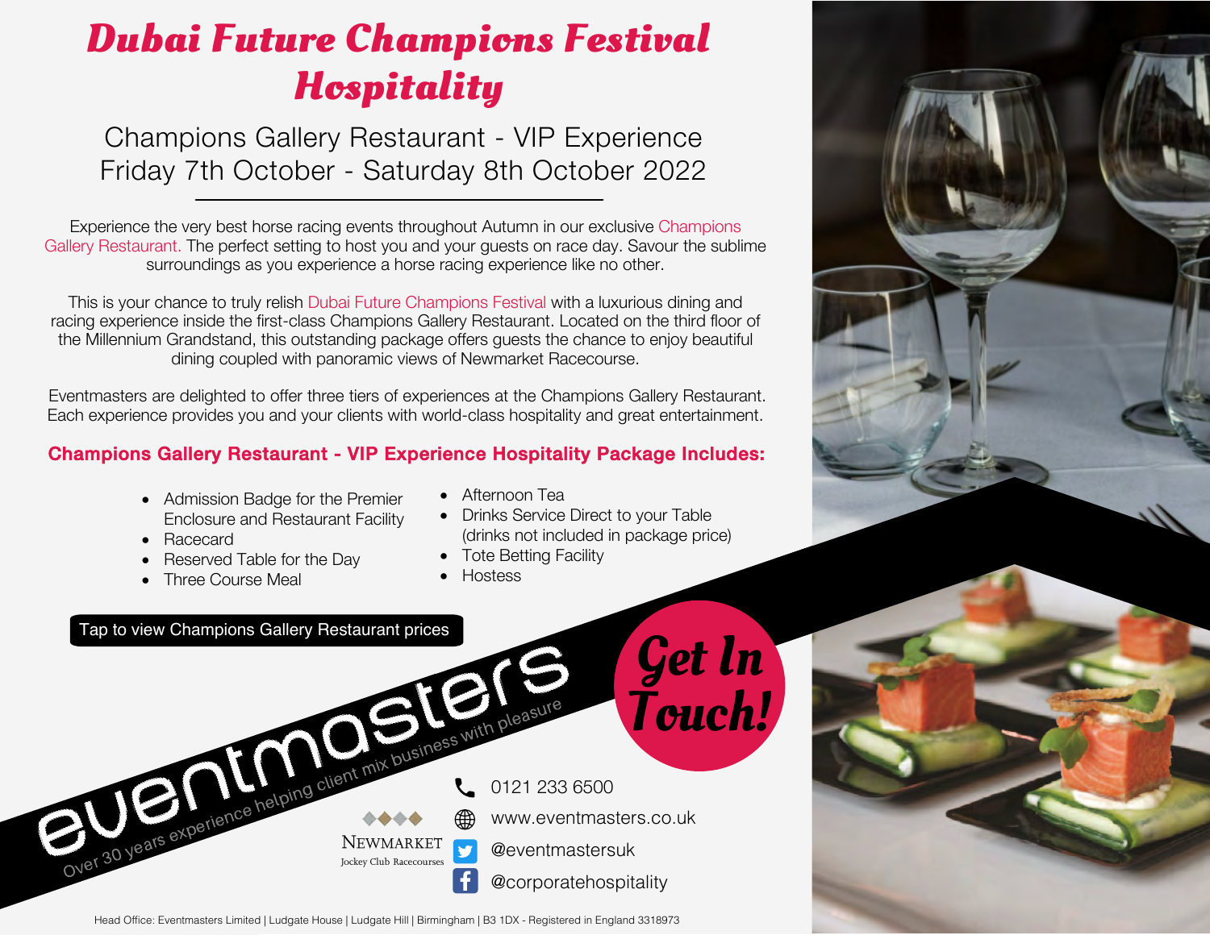# Dubai Future Champions Festival Hospitality

## Champions Gallery Restaurant - VIP Experience
## Friday 7th October - Saturday 8th October 2022

Experience the very best horse racing events throughout Autumn in our exclusive Champions Gallery Restaurant. The perfect setting to host you and your guests on race day. Savour the sublime surroundings as you experience a horse racing experience like no other.

This is your chance to truly relish Dubai Future Champions Festival with a luxurious dining and racing experience inside the first-class Champions Gallery Restaurant. Located on the third floor of the Millennium Grandstand, this outstanding package offers guests the chance to enjoy beautiful dining coupled with panoramic views of Newmarket Racecourse.

Eventmasters are delighted to offer three tiers of experiences at the Champions Gallery Restaurant. Each experience provides you and your clients with world-class hospitality and great entertainment.

**Champions Gallery Restaurant - VIP Experience Hospitality Package Includes:**

- Admission Badge for the Premier Enclosure and Restaurant Facility
- Racecard
- Reserved Table for the Day
- Three Course Meal
- Afternoon Tea
- Drinks Service Direct to your Table (drinks not included in package price)
- Tote Betting Facility
- Hostess

Tap to view Champions Gallery Restaurant prices

eventmasters

Over 30 years experience helping client mix business with pleasure

Get In Touch!

Newmarket Jockey Club Racecourses

0121 233 6500

www.eventmasters.co.uk

@eventmastersuk

@corporatehospitality

Head Office: Eventmasters Limited | Ludgate House | Ludgate Hill | Birmingham | B3 1DX - Registered in England 3318973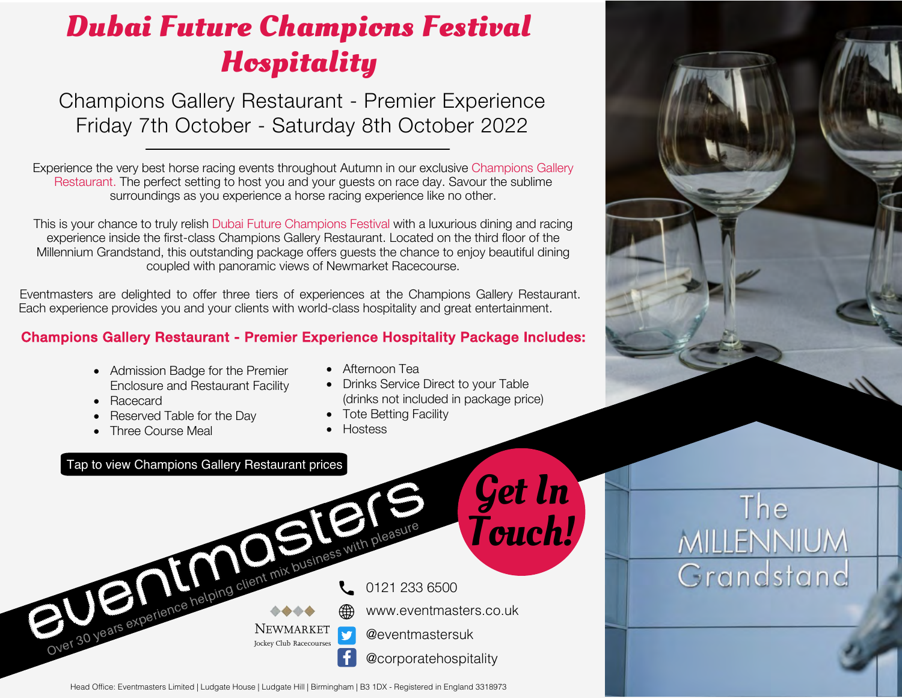# Dubai Future Champions Festival Hospitality

## Champions Gallery Restaurant - Premier Experience
## Friday 7th October - Saturday 8th October 2022

Experience the very best horse racing events throughout Autumn in our exclusive Champions Gallery Restaurant. The perfect setting to host you and your guests on race day. Savour the sublime surroundings as you experience a horse racing experience like no other.

This is your chance to truly relish Dubai Future Champions Festival with a luxurious dining and racing experience inside the first-class Champions Gallery Restaurant. Located on the third floor of the Millennium Grandstand, this outstanding package offers guests the chance to enjoy beautiful dining coupled with panoramic views of Newmarket Racecourse.

Eventmasters are delighted to offer three tiers of experiences at the Champions Gallery Restaurant. Each experience provides you and your clients with world-class hospitality and great entertainment.

**Champions Gallery Restaurant - Premier Experience Hospitality Package Includes:**

- Admission Badge for the Premier Enclosure and Restaurant Facility
- Racecard
- Reserved Table for the Day
- Three Course Meal
- Afternoon Tea
- Drinks Service Direct to your Table (drinks not included in package price)
- Tote Betting Facility
- Hostess

Tap to view Champions Gallery Restaurant prices

eventmasters

Over 30 years experience helping client mix business with pleasure

Get In Touch!

Newmarket Jockey Club Racecourses

0121 233 6500

www.eventmasters.co.uk

@eventmastersuk

@corporatehospitality

The Millennium Grandstand

Head Office: Eventmasters Limited | Ludgate House | Ludgate Hill | Birmingham | B3 1DX - Registered in England 3318973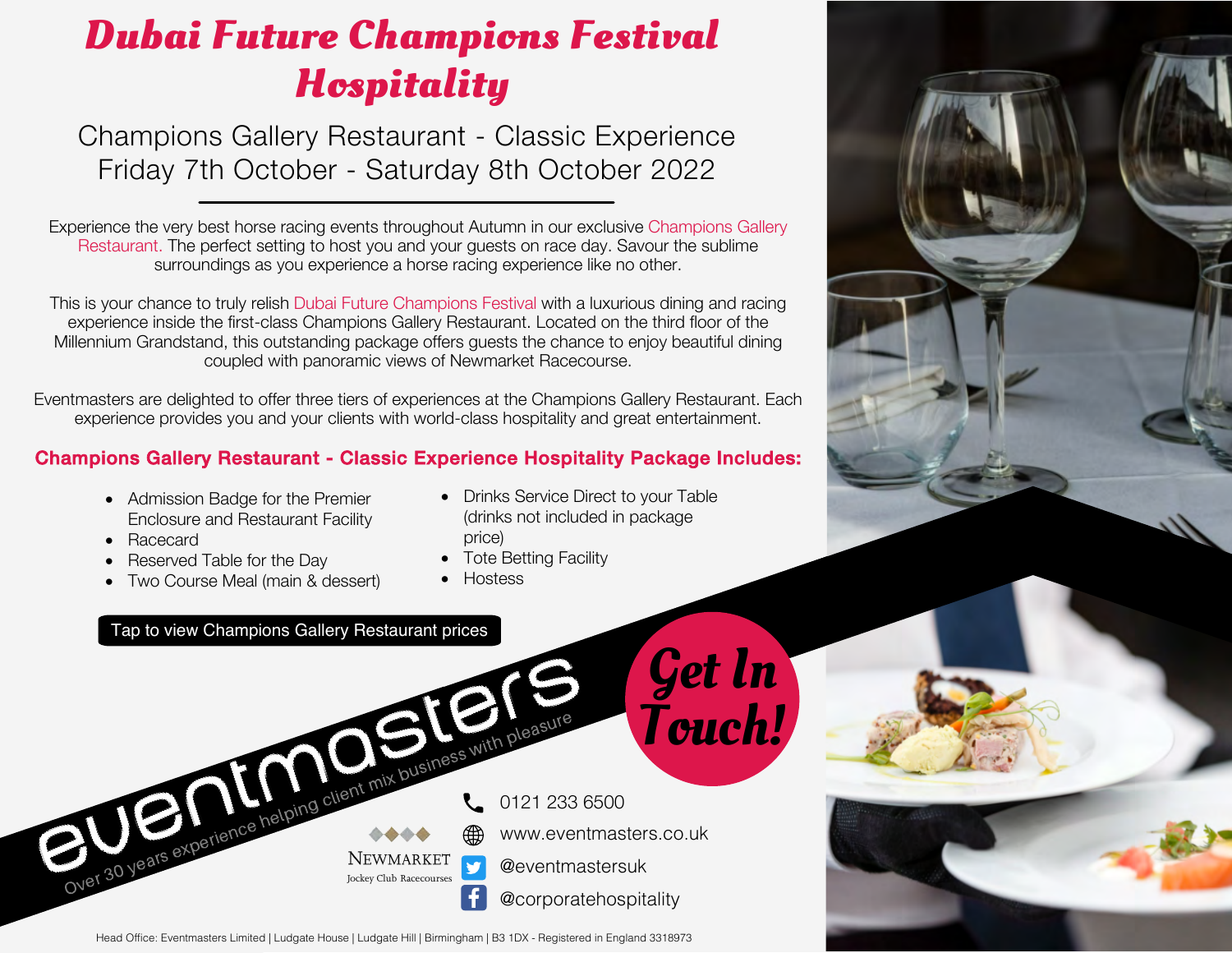# Dubai Future Champions Festival Hospitality

## Champions Gallery Restaurant - Classic Experience
## Friday 7th October - Saturday 8th October 2022

---

Experience the very best horse racing events throughout Autumn in our exclusive Champions Gallery Restaurant. The perfect setting to host you and your guests on race day. Savour the sublime surroundings as you experience a horse racing experience like no other.

This is your chance to truly relish Dubai Future Champions Festival with a luxurious dining and racing experience inside the first-class Champions Gallery Restaurant. Located on the third floor of the Millennium Grandstand, this outstanding package offers guests the chance to enjoy beautiful dining coupled with panoramic views of Newmarket Racecourse.

Eventmasters are delighted to offer three tiers of experiences at the Champions Gallery Restaurant. Each experience provides you and your clients with world-class hospitality and great entertainment.

### Champions Gallery Restaurant - Classic Experience Hospitality Package Includes:

- Admission Badge for the Premier Enclosure and Restaurant Facility
- Racecard
- Reserved Table for the Day
- Two Course Meal (main & dessert)
- Drinks Service Direct to your Table (drinks not included in package price)
- Tote Betting Facility
- Hostess

Tap to view Champions Gallery Restaurant prices

eventmasters

Over 30 years experience helping client mix business with pleasure

Get In Touch!

NEWMARKET
Jockey Club Racecourses

- 0121 233 6500
- www.eventmasters.co.uk
- @eventmastersuk
- @corporatehospitality

Head Office: Eventmasters Limited | Ludgate House | Ludgate Hill | Birmingham | B3 1DX - Registered in England 3318973